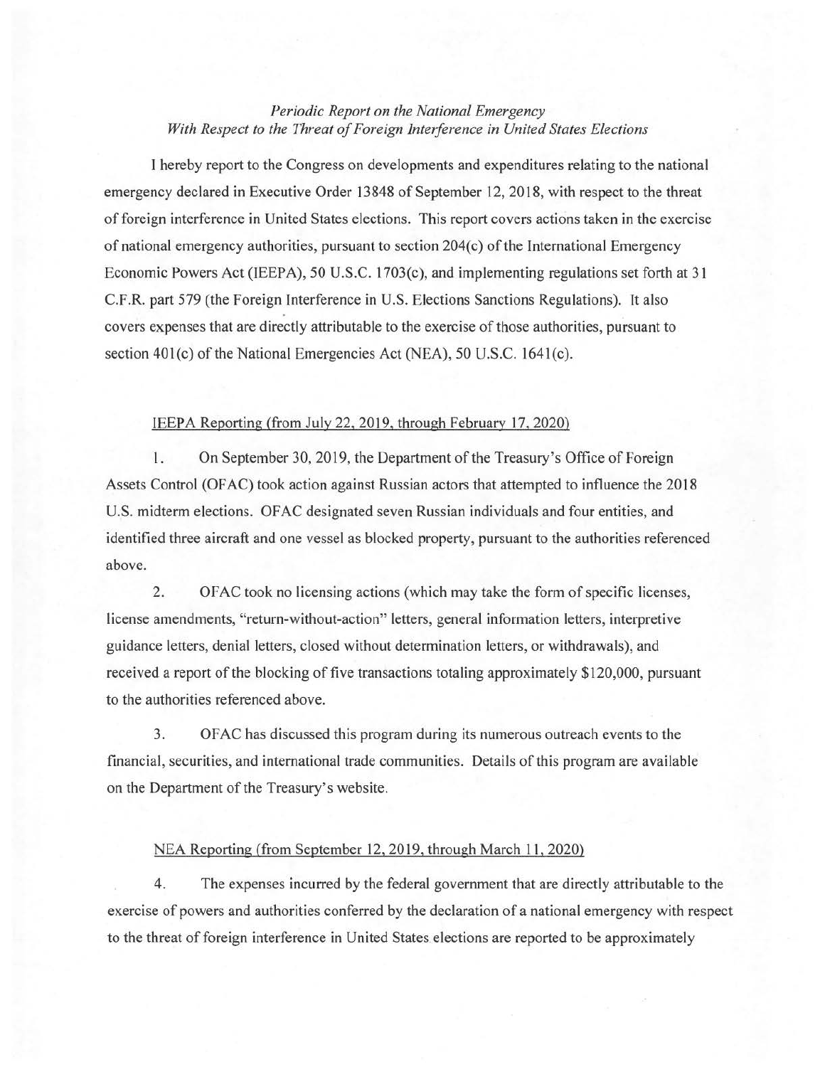*Periodic Report on the National Emergency*
*With Respect to the Threat of Foreign Interference in United States Elections*

I hereby report to the Congress on developments and expenditures relating to the national emergency declared in Executive Order 13848 of September 12, 2018, with respect to the threat of foreign interference in United States elections. This report covers actions taken in the exercise of national emergency authorities, pursuant to section 204(c) of the International Emergency Economic Powers Act (IEEPA), 50 U.S.C. 1703(c), and implementing regulations set forth at 31 C.F.R. part 579 (the Foreign Interference in U.S. Elections Sanctions Regulations). It also covers expenses that are directly attributable to the exercise of those authorities, pursuant to section 401(c) of the National Emergencies Act (NEA), 50 U.S.C. 1641(c).

<u>IEEPA Reporting (from July 22, 2019, through February 17, 2020)</u>

1. On September 30, 2019, the Department of the Treasury's Office of Foreign Assets Control (OFAC) took action against Russian actors that attempted to influence the 2018 U.S. midterm elections. OFAC designated seven Russian individuals and four entities, and identified three aircraft and one vessel as blocked property, pursuant to the authorities referenced above.

2. OFAC took no licensing actions (which may take the form of specific licenses, license amendments, "return-without-action" letters, general information letters, interpretive guidance letters, denial letters, closed without determination letters, or withdrawals), and received a report of the blocking of five transactions totaling approximately $120,000, pursuant to the authorities referenced above.

3. OFAC has discussed this program during its numerous outreach events to the financial, securities, and international trade communities. Details of this program are available on the Department of the Treasury's website.

<u>NEA Reporting (from September 12, 2019, through March 11, 2020)</u>

4. The expenses incurred by the federal government that are directly attributable to the exercise of powers and authorities conferred by the declaration of a national emergency with respect to the threat of foreign interference in United States elections are reported to be approximately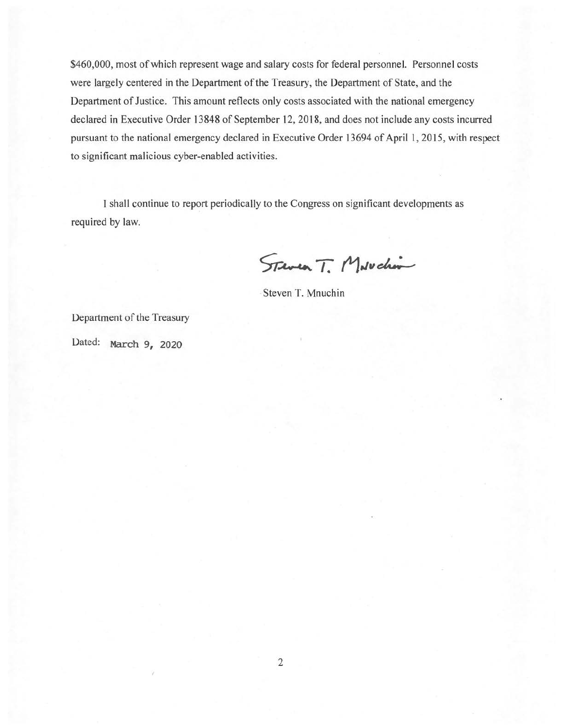$460,000, most of which represent wage and salary costs for federal personnel. Personnel costs were largely centered in the Department of the Treasury, the Department of State, and the Department of Justice. This amount reflects only costs associated with the national emergency declared in Executive Order 13848 of September 12, 2018, and does not include any costs incurred pursuant to the national emergency declared in Executive Order 13694 of April 1, 2015, with respect to significant malicious cyber-enabled activities.

I shall continue to report periodically to the Congress on significant developments as required by law.

Steven T. Mnuchin

Steven T. Mnuchin

Department of the Treasury

Dated: March 9, 2020